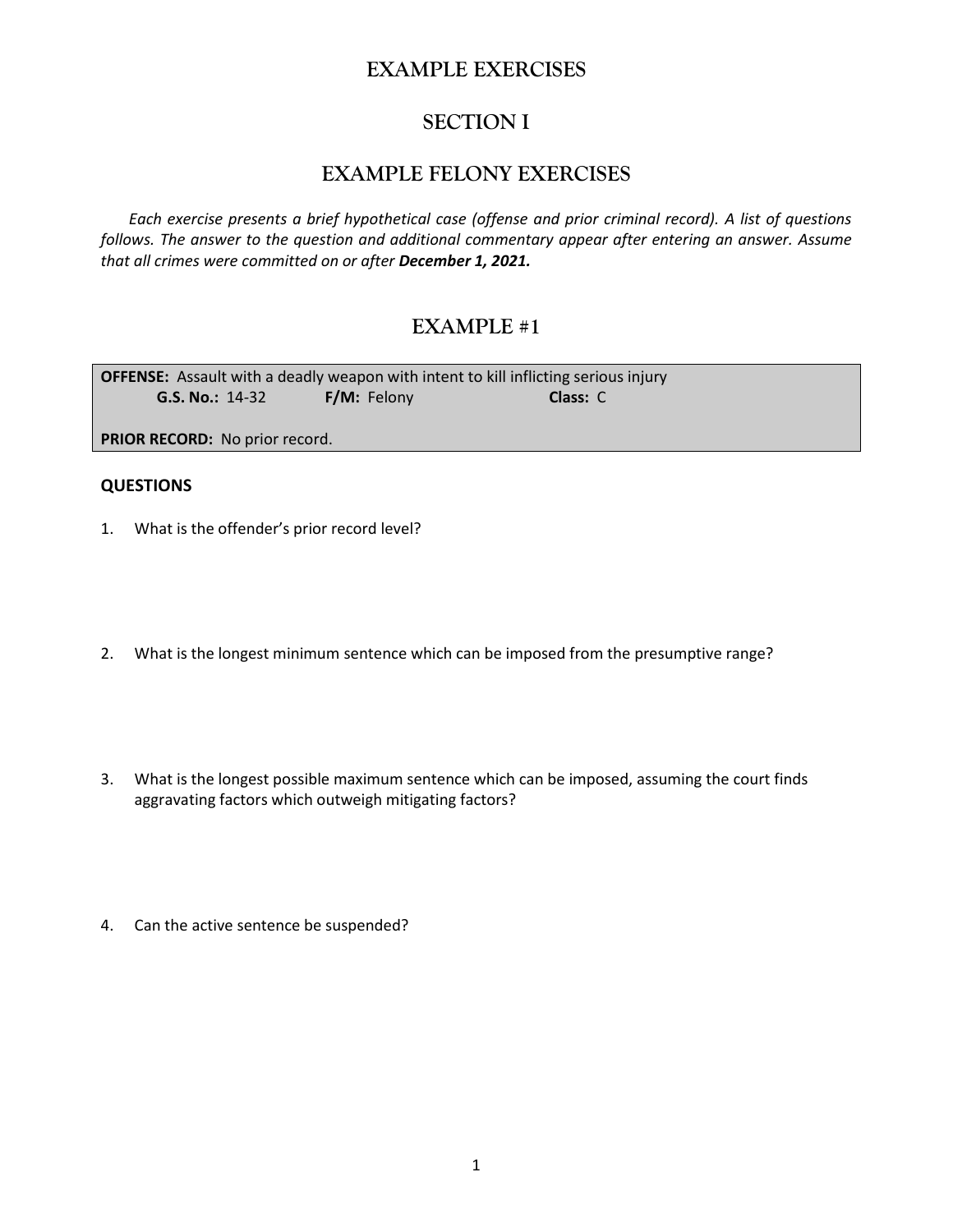# EXAMPLE EXERCISES

## SECTION I

## EXAMPLE FELONY EXERCISES

*Each exercise presents a brief hypothetical case (offense and prior criminal record). A list of questions follows. The answer to the question and additional commentary appear after entering an answer. Assume that all crimes were committed on or after **December 1, 2021.***

## EXAMPLE #1

**OFFENSE:** Assault with a deadly weapon with intent to kill inflicting serious injury
**G.S. No.:** 14-32 **F/M:** Felony **Class:** C

**PRIOR RECORD:** No prior record.

### QUESTIONS

1. What is the offender's prior record level?

2. What is the longest minimum sentence which can be imposed from the presumptive range?

3. What is the longest possible maximum sentence which can be imposed, assuming the court finds aggravating factors which outweigh mitigating factors?

4. Can the active sentence be suspended?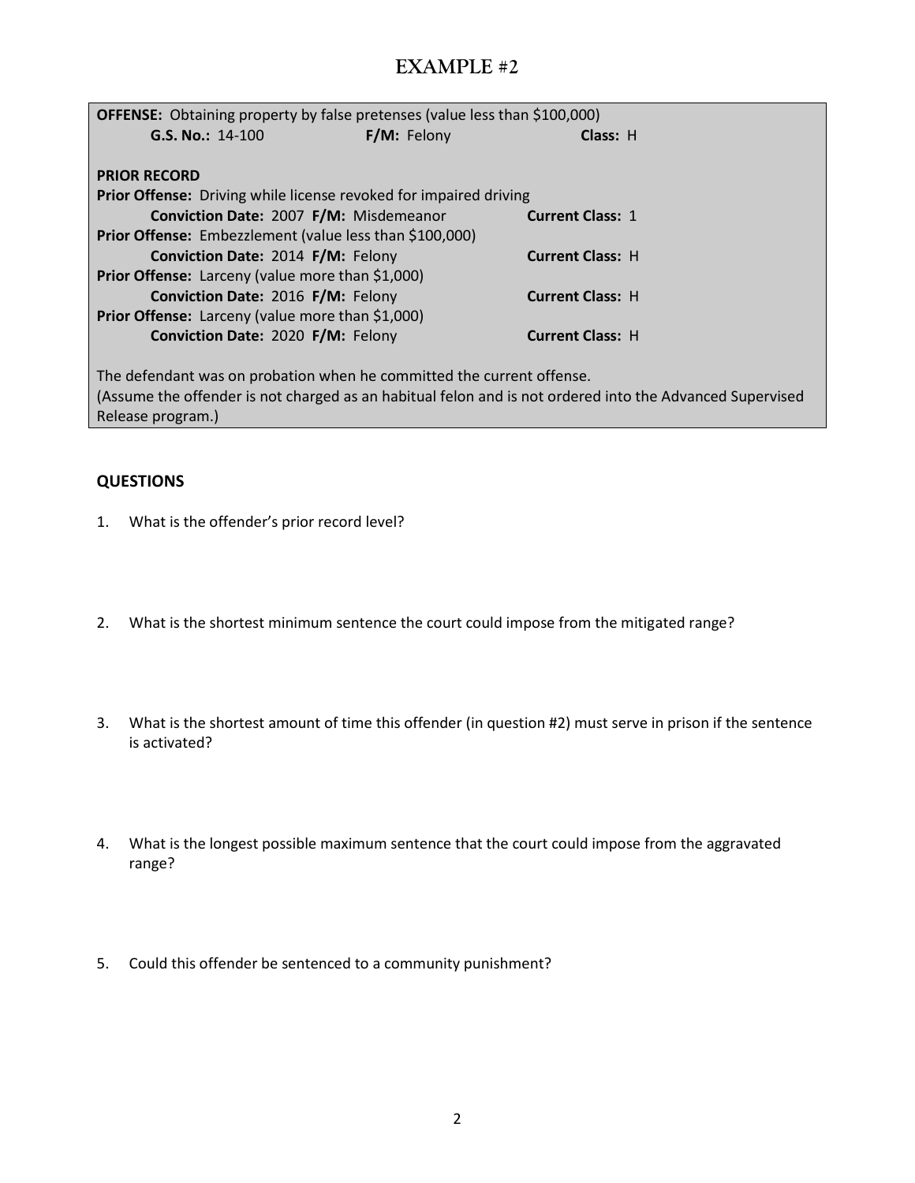# EXAMPLE #2

**OFFENSE:** Obtaining property by false pretenses (value less than $100,000)
**G.S. No.:** 14-100 **F/M:** Felony **Class:** H

**PRIOR RECORD**

**Prior Offense:** Driving while license revoked for impaired driving
**Conviction Date:** 2007 **F/M:** Misdemeanor **Current Class:** 1

**Prior Offense:** Embezzlement (value less than $100,000)
**Conviction Date:** 2014 **F/M:** Felony **Current Class:** H

**Prior Offense:** Larceny (value more than $1,000)
**Conviction Date:** 2016 **F/M:** Felony **Current Class:** H

**Prior Offense:** Larceny (value more than $1,000)
**Conviction Date:** 2020 **F/M:** Felony **Current Class:** H

The defendant was on probation when he committed the current offense.
(Assume the offender is not charged as an habitual felon and is not ordered into the Advanced Supervised Release program.)

## QUESTIONS

1. What is the offender's prior record level?

2. What is the shortest minimum sentence the court could impose from the mitigated range?

3. What is the shortest amount of time this offender (in question #2) must serve in prison if the sentence is activated?

4. What is the longest possible maximum sentence that the court could impose from the aggravated range?

5. Could this offender be sentenced to a community punishment?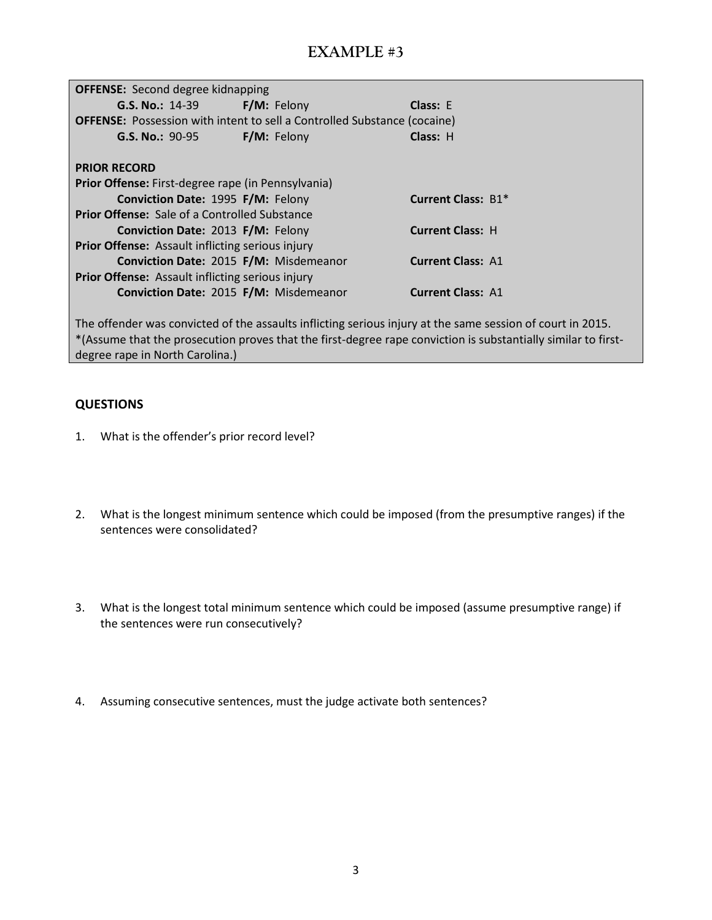# EXAMPLE #3

**OFFENSE:** Second degree kidnapping
**G.S. No.:** 14-39 **F/M:** Felony **Class:** E

**OFFENSE:** Possession with intent to sell a Controlled Substance (cocaine)
**G.S. No.:** 90-95 **F/M:** Felony **Class:** H

**PRIOR RECORD**

**Prior Offense:** First-degree rape (in Pennsylvania)
**Conviction Date:** 1995 **F/M:** Felony **Current Class:** B1*

**Prior Offense:** Sale of a Controlled Substance
**Conviction Date:** 2013 **F/M:** Felony **Current Class:** H

**Prior Offense:** Assault inflicting serious injury
**Conviction Date:** 2015 **F/M:** Misdemeanor **Current Class:** A1

**Prior Offense:** Assault inflicting serious injury
**Conviction Date:** 2015 **F/M:** Misdemeanor **Current Class:** A1

The offender was convicted of the assaults inflicting serious injury at the same session of court in 2015.
*(Assume that the prosecution proves that the first-degree rape conviction is substantially similar to first-degree rape in North Carolina.)

## QUESTIONS

1. What is the offender's prior record level?

2. What is the longest minimum sentence which could be imposed (from the presumptive ranges) if the sentences were consolidated?

3. What is the longest total minimum sentence which could be imposed (assume presumptive range) if the sentences were run consecutively?

4. Assuming consecutive sentences, must the judge activate both sentences?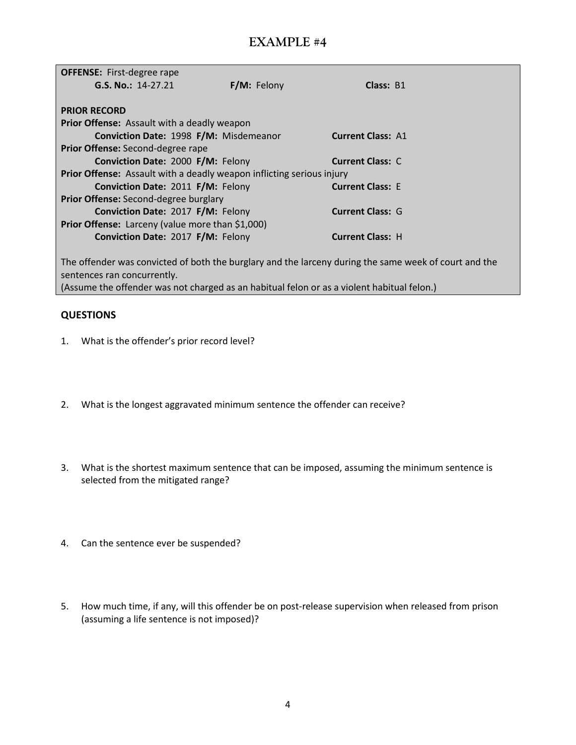# EXAMPLE #4

**OFFENSE:** First-degree rape
**G.S. No.:** 14-27.21 **F/M:** Felony **Class:** B1

**PRIOR RECORD**

**Prior Offense:** Assault with a deadly weapon
**Conviction Date:** 1998 **F/M:** Misdemeanor **Current Class:** A1

**Prior Offense:** Second-degree rape
**Conviction Date:** 2000 **F/M:** Felony **Current Class:** C

**Prior Offense:** Assault with a deadly weapon inflicting serious injury
**Conviction Date:** 2011 **F/M:** Felony **Current Class:** E

**Prior Offense:** Second-degree burglary
**Conviction Date:** 2017 **F/M:** Felony **Current Class:** G

**Prior Offense:** Larceny (value more than $1,000)
**Conviction Date:** 2017 **F/M:** Felony **Current Class:** H

The offender was convicted of both the burglary and the larceny during the same week of court and the sentences ran concurrently.
(Assume the offender was not charged as an habitual felon or as a violent habitual felon.)

## QUESTIONS

1. What is the offender's prior record level?

2. What is the longest aggravated minimum sentence the offender can receive?

3. What is the shortest maximum sentence that can be imposed, assuming the minimum sentence is selected from the mitigated range?

4. Can the sentence ever be suspended?

5. How much time, if any, will this offender be on post-release supervision when released from prison (assuming a life sentence is not imposed)?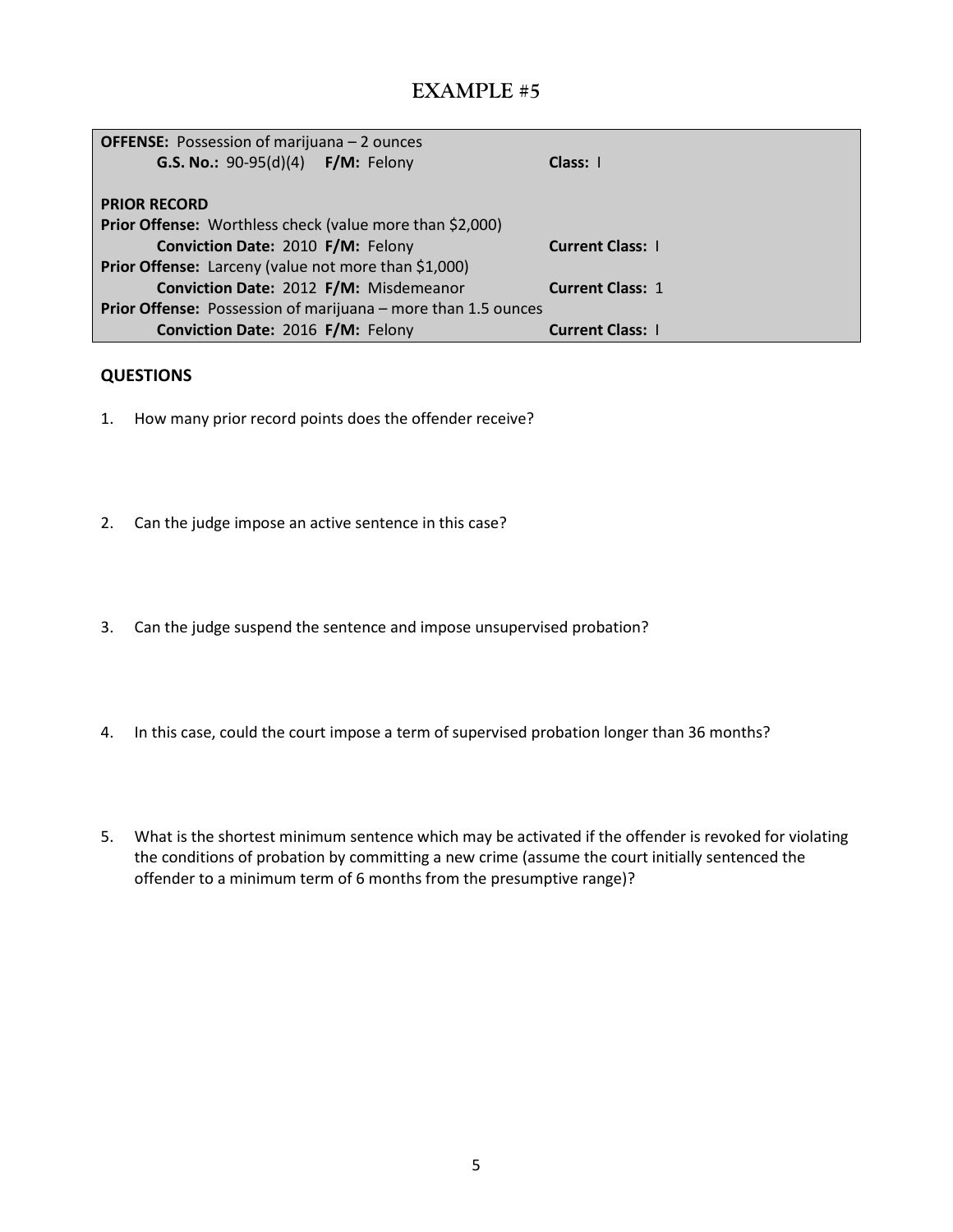# EXAMPLE #5

**OFFENSE:** Possession of marijuana – 2 ounces
**G.S. No.:** 90-95(d)(4) **F/M:** Felony **Class:** I

**PRIOR RECORD**
**Prior Offense:** Worthless check (value more than $2,000)
**Conviction Date:** 2010 **F/M:** Felony **Current Class:** I
**Prior Offense:** Larceny (value not more than $1,000)
**Conviction Date:** 2012 **F/M:** Misdemeanor **Current Class:** 1
**Prior Offense:** Possession of marijuana – more than 1.5 ounces
**Conviction Date:** 2016 **F/M:** Felony **Current Class:** I

## QUESTIONS

1. How many prior record points does the offender receive?

2. Can the judge impose an active sentence in this case?

3. Can the judge suspend the sentence and impose unsupervised probation?

4. In this case, could the court impose a term of supervised probation longer than 36 months?

5. What is the shortest minimum sentence which may be activated if the offender is revoked for violating the conditions of probation by committing a new crime (assume the court initially sentenced the offender to a minimum term of 6 months from the presumptive range)?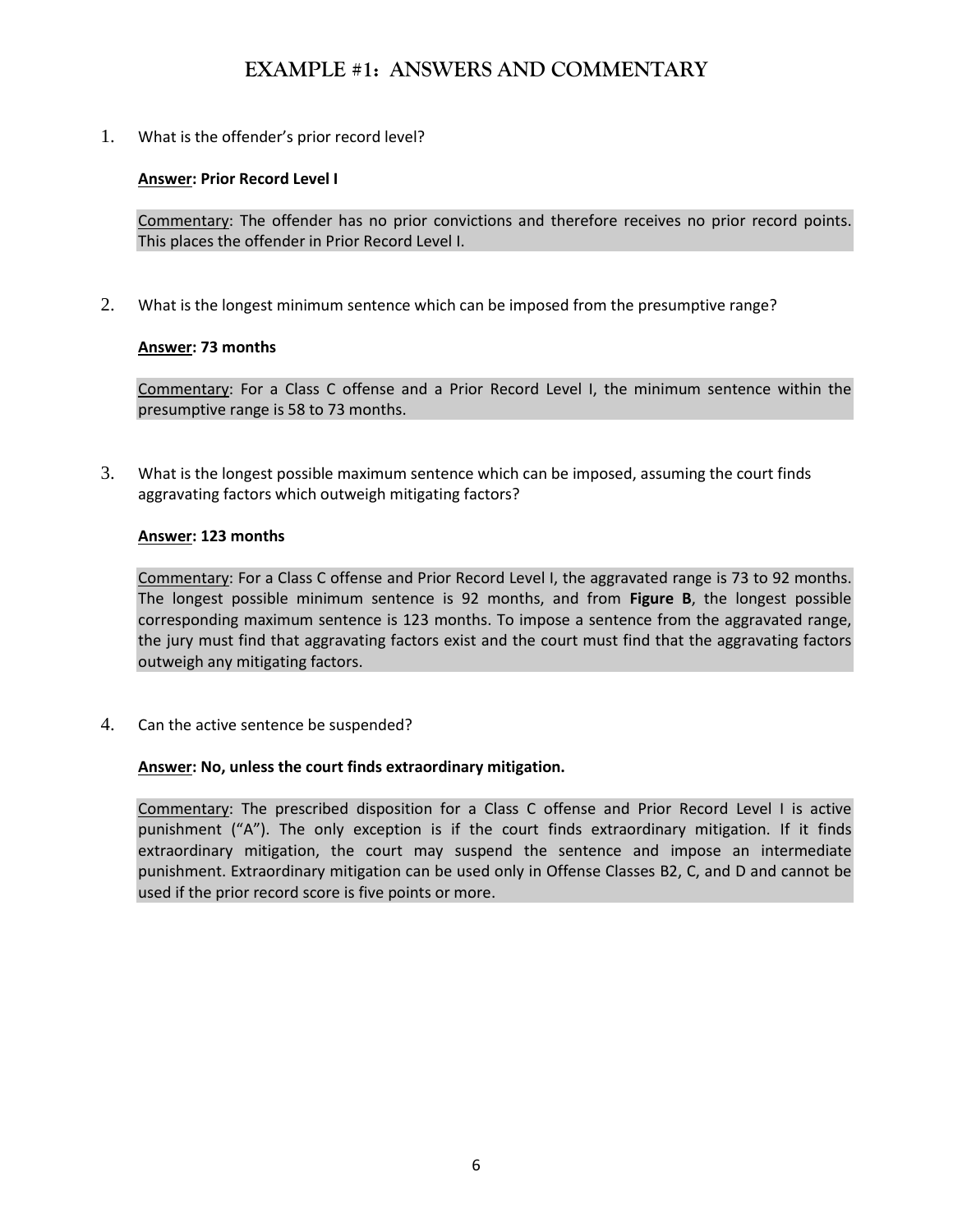# EXAMPLE #1: ANSWERS AND COMMENTARY

1. What is the offender's prior record level?

   **Answer: Prior Record Level I**

   Commentary: The offender has no prior convictions and therefore receives no prior record points. This places the offender in Prior Record Level I.

2. What is the longest minimum sentence which can be imposed from the presumptive range?

   **Answer: 73 months**

   Commentary: For a Class C offense and a Prior Record Level I, the minimum sentence within the presumptive range is 58 to 73 months.

3. What is the longest possible maximum sentence which can be imposed, assuming the court finds aggravating factors which outweigh mitigating factors?

   **Answer: 123 months**

   Commentary: For a Class C offense and Prior Record Level I, the aggravated range is 73 to 92 months. The longest possible minimum sentence is 92 months, and from **Figure B**, the longest possible corresponding maximum sentence is 123 months. To impose a sentence from the aggravated range, the jury must find that aggravating factors exist and the court must find that the aggravating factors outweigh any mitigating factors.

4. Can the active sentence be suspended?

   **Answer: No, unless the court finds extraordinary mitigation.**

   Commentary: The prescribed disposition for a Class C offense and Prior Record Level I is active punishment ("A"). The only exception is if the court finds extraordinary mitigation. If it finds extraordinary mitigation, the court may suspend the sentence and impose an intermediate punishment. Extraordinary mitigation can be used only in Offense Classes B2, C, and D and cannot be used if the prior record score is five points or more.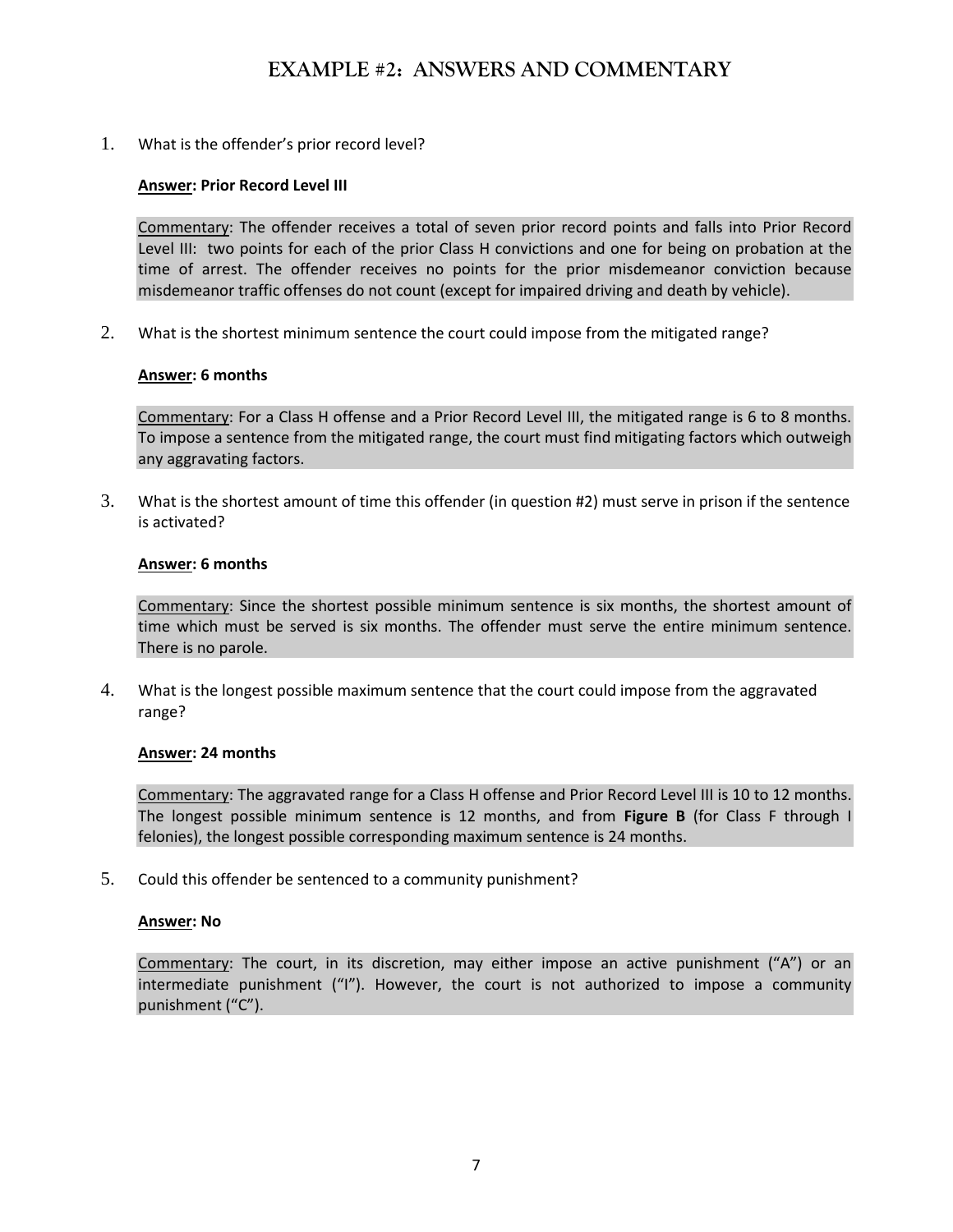# EXAMPLE #2: ANSWERS AND COMMENTARY

1. What is the offender's prior record level?

   **Answer: Prior Record Level III**

   Commentary: The offender receives a total of seven prior record points and falls into Prior Record Level III: two points for each of the prior Class H convictions and one for being on probation at the time of arrest. The offender receives no points for the prior misdemeanor conviction because misdemeanor traffic offenses do not count (except for impaired driving and death by vehicle).

2. What is the shortest minimum sentence the court could impose from the mitigated range?

   **Answer: 6 months**

   Commentary: For a Class H offense and a Prior Record Level III, the mitigated range is 6 to 8 months. To impose a sentence from the mitigated range, the court must find mitigating factors which outweigh any aggravating factors.

3. What is the shortest amount of time this offender (in question #2) must serve in prison if the sentence is activated?

   **Answer: 6 months**

   Commentary: Since the shortest possible minimum sentence is six months, the shortest amount of time which must be served is six months. The offender must serve the entire minimum sentence. There is no parole.

4. What is the longest possible maximum sentence that the court could impose from the aggravated range?

   **Answer: 24 months**

   Commentary: The aggravated range for a Class H offense and Prior Record Level III is 10 to 12 months. The longest possible minimum sentence is 12 months, and from **Figure B** (for Class F through I felonies), the longest possible corresponding maximum sentence is 24 months.

5. Could this offender be sentenced to a community punishment?

   **Answer: No**

   Commentary: The court, in its discretion, may either impose an active punishment ("A") or an intermediate punishment ("I"). However, the court is not authorized to impose a community punishment ("C").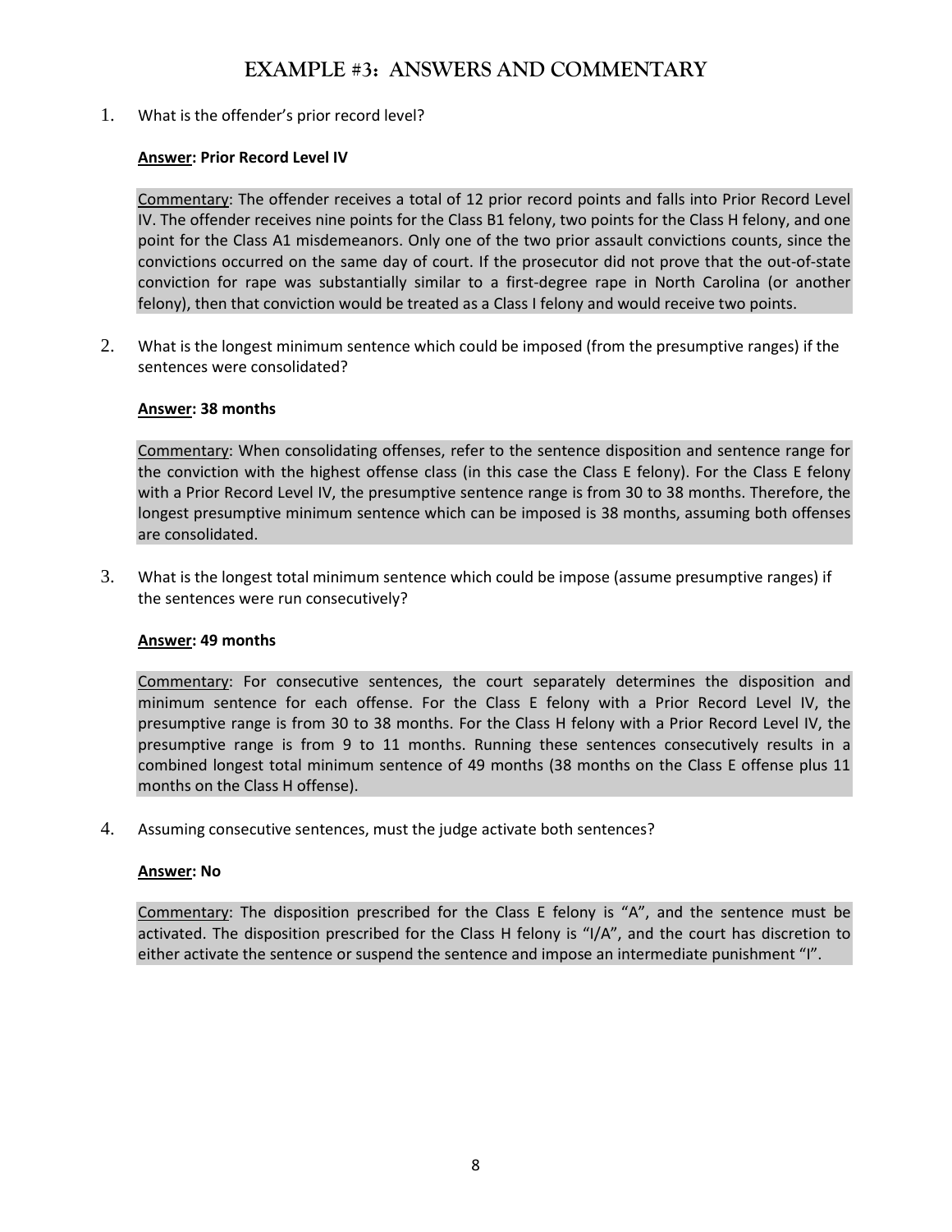# EXAMPLE #3: ANSWERS AND COMMENTARY

1. What is the offender's prior record level?

   **Answer: Prior Record Level IV**

   Commentary: The offender receives a total of 12 prior record points and falls into Prior Record Level IV. The offender receives nine points for the Class B1 felony, two points for the Class H felony, and one point for the Class A1 misdemeanors. Only one of the two prior assault convictions counts, since the convictions occurred on the same day of court. If the prosecutor did not prove that the out-of-state conviction for rape was substantially similar to a first-degree rape in North Carolina (or another felony), then that conviction would be treated as a Class I felony and would receive two points.

2. What is the longest minimum sentence which could be imposed (from the presumptive ranges) if the sentences were consolidated?

   **Answer: 38 months**

   Commentary: When consolidating offenses, refer to the sentence disposition and sentence range for the conviction with the highest offense class (in this case the Class E felony). For the Class E felony with a Prior Record Level IV, the presumptive sentence range is from 30 to 38 months. Therefore, the longest presumptive minimum sentence which can be imposed is 38 months, assuming both offenses are consolidated.

3. What is the longest total minimum sentence which could be impose (assume presumptive ranges) if the sentences were run consecutively?

   **Answer: 49 months**

   Commentary: For consecutive sentences, the court separately determines the disposition and minimum sentence for each offense. For the Class E felony with a Prior Record Level IV, the presumptive range is from 30 to 38 months. For the Class H felony with a Prior Record Level IV, the presumptive range is from 9 to 11 months. Running these sentences consecutively results in a combined longest total minimum sentence of 49 months (38 months on the Class E offense plus 11 months on the Class H offense).

4. Assuming consecutive sentences, must the judge activate both sentences?

   **Answer: No**

   Commentary: The disposition prescribed for the Class E felony is "A", and the sentence must be activated. The disposition prescribed for the Class H felony is "I/A", and the court has discretion to either activate the sentence or suspend the sentence and impose an intermediate punishment "I".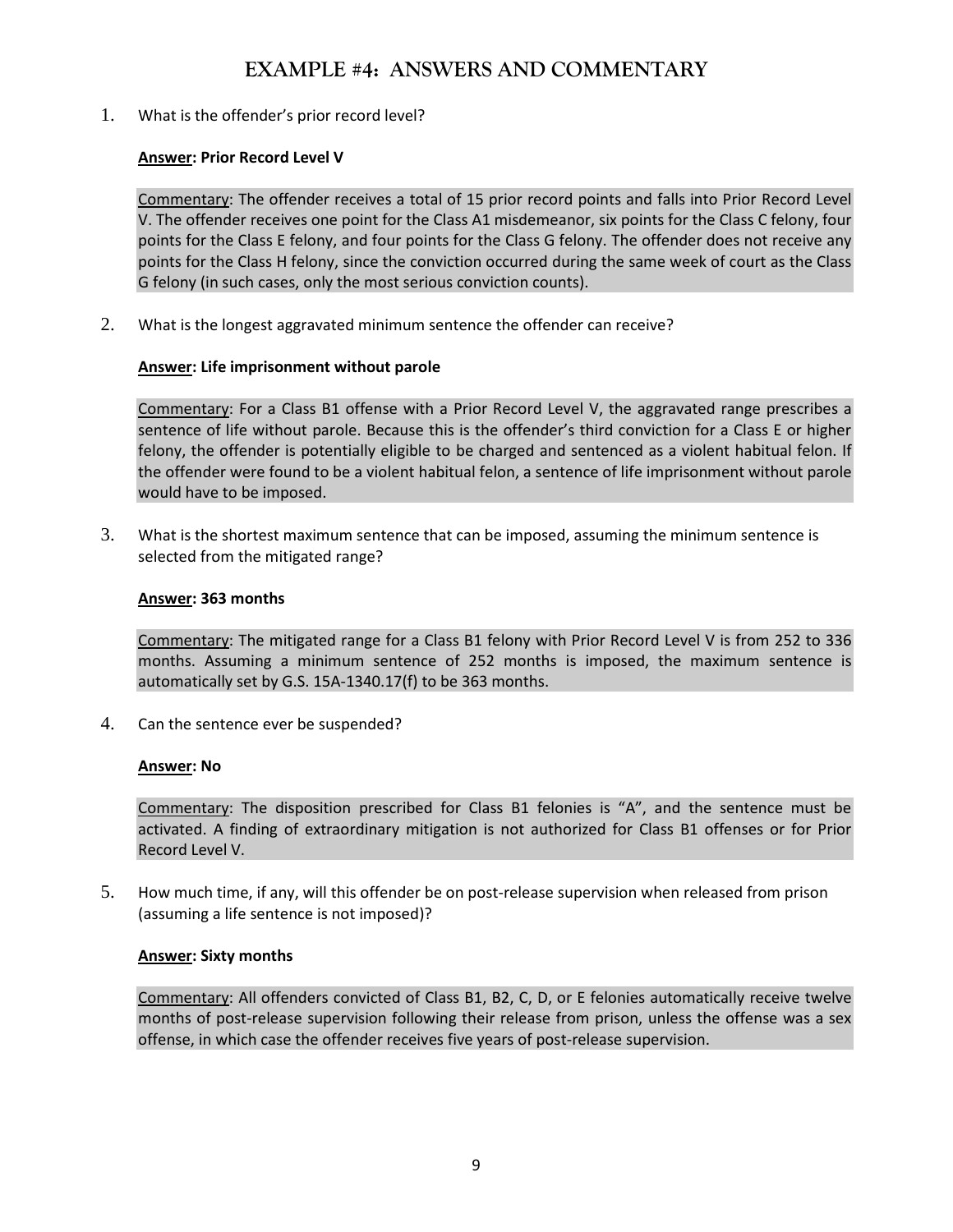# EXAMPLE #4: ANSWERS AND COMMENTARY

1. What is the offender's prior record level?

   **<u>Answer</u>: Prior Record Level V**

   <u>Commentary</u>: The offender receives a total of 15 prior record points and falls into Prior Record Level V. The offender receives one point for the Class A1 misdemeanor, six points for the Class C felony, four points for the Class E felony, and four points for the Class G felony. The offender does not receive any points for the Class H felony, since the conviction occurred during the same week of court as the Class G felony (in such cases, only the most serious conviction counts).

2. What is the longest aggravated minimum sentence the offender can receive?

   **<u>Answer</u>: Life imprisonment without parole**

   <u>Commentary</u>: For a Class B1 offense with a Prior Record Level V, the aggravated range prescribes a sentence of life without parole. Because this is the offender's third conviction for a Class E or higher felony, the offender is potentially eligible to be charged and sentenced as a violent habitual felon. If the offender were found to be a violent habitual felon, a sentence of life imprisonment without parole would have to be imposed.

3. What is the shortest maximum sentence that can be imposed, assuming the minimum sentence is selected from the mitigated range?

   **<u>Answer</u>: 363 months**

   <u>Commentary</u>: The mitigated range for a Class B1 felony with Prior Record Level V is from 252 to 336 months. Assuming a minimum sentence of 252 months is imposed, the maximum sentence is automatically set by G.S. 15A-1340.17(f) to be 363 months.

4. Can the sentence ever be suspended?

   **<u>Answer</u>: No**

   <u>Commentary</u>: The disposition prescribed for Class B1 felonies is "A", and the sentence must be activated. A finding of extraordinary mitigation is not authorized for Class B1 offenses or for Prior Record Level V.

5. How much time, if any, will this offender be on post-release supervision when released from prison (assuming a life sentence is not imposed)?

   **<u>Answer</u>: Sixty months**

   <u>Commentary</u>: All offenders convicted of Class B1, B2, C, D, or E felonies automatically receive twelve months of post-release supervision following their release from prison, unless the offense was a sex offense, in which case the offender receives five years of post-release supervision.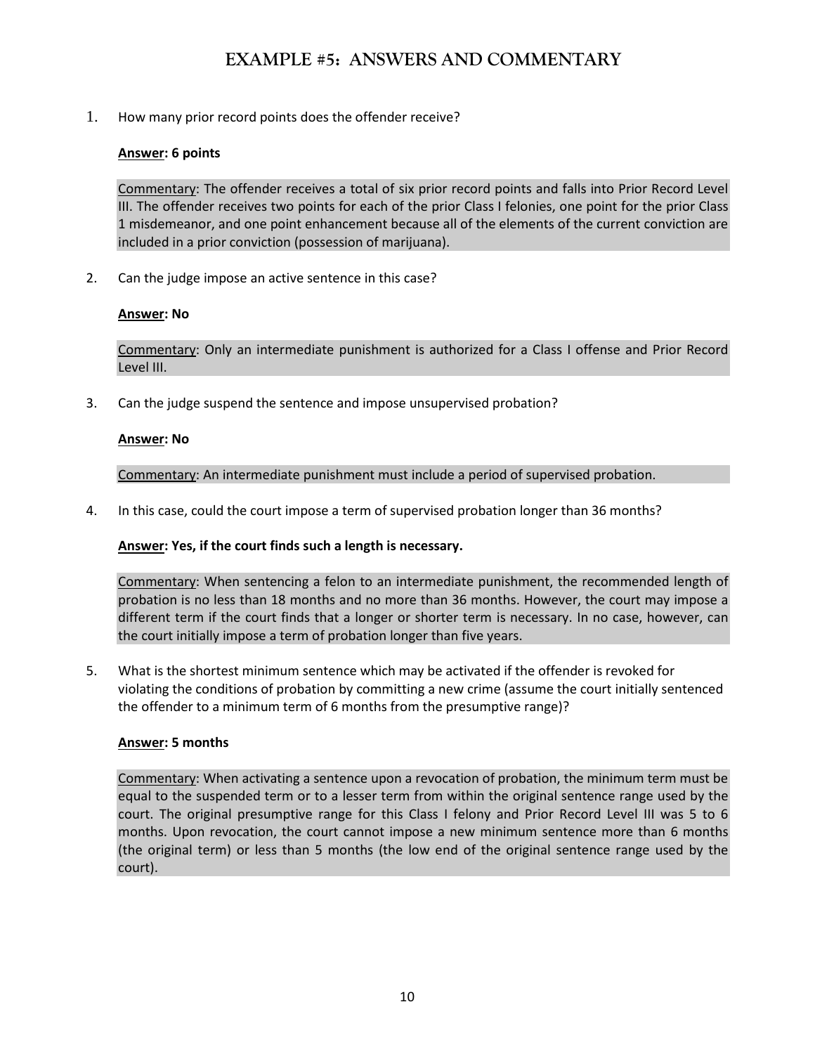# EXAMPLE #5: ANSWERS AND COMMENTARY

1. How many prior record points does the offender receive?

   **Answer: 6 points**

   Commentary: The offender receives a total of six prior record points and falls into Prior Record Level III. The offender receives two points for each of the prior Class I felonies, one point for the prior Class 1 misdemeanor, and one point enhancement because all of the elements of the current conviction are included in a prior conviction (possession of marijuana).

2. Can the judge impose an active sentence in this case?

   **Answer: No**

   Commentary: Only an intermediate punishment is authorized for a Class I offense and Prior Record Level III.

3. Can the judge suspend the sentence and impose unsupervised probation?

   **Answer: No**

   Commentary: An intermediate punishment must include a period of supervised probation.

4. In this case, could the court impose a term of supervised probation longer than 36 months?

   **Answer: Yes, if the court finds such a length is necessary.**

   Commentary: When sentencing a felon to an intermediate punishment, the recommended length of probation is no less than 18 months and no more than 36 months. However, the court may impose a different term if the court finds that a longer or shorter term is necessary. In no case, however, can the court initially impose a term of probation longer than five years.

5. What is the shortest minimum sentence which may be activated if the offender is revoked for violating the conditions of probation by committing a new crime (assume the court initially sentenced the offender to a minimum term of 6 months from the presumptive range)?

   **Answer: 5 months**

   Commentary: When activating a sentence upon a revocation of probation, the minimum term must be equal to the suspended term or to a lesser term from within the original sentence range used by the court. The original presumptive range for this Class I felony and Prior Record Level III was 5 to 6 months. Upon revocation, the court cannot impose a new minimum sentence more than 6 months (the original term) or less than 5 months (the low end of the original sentence range used by the court).